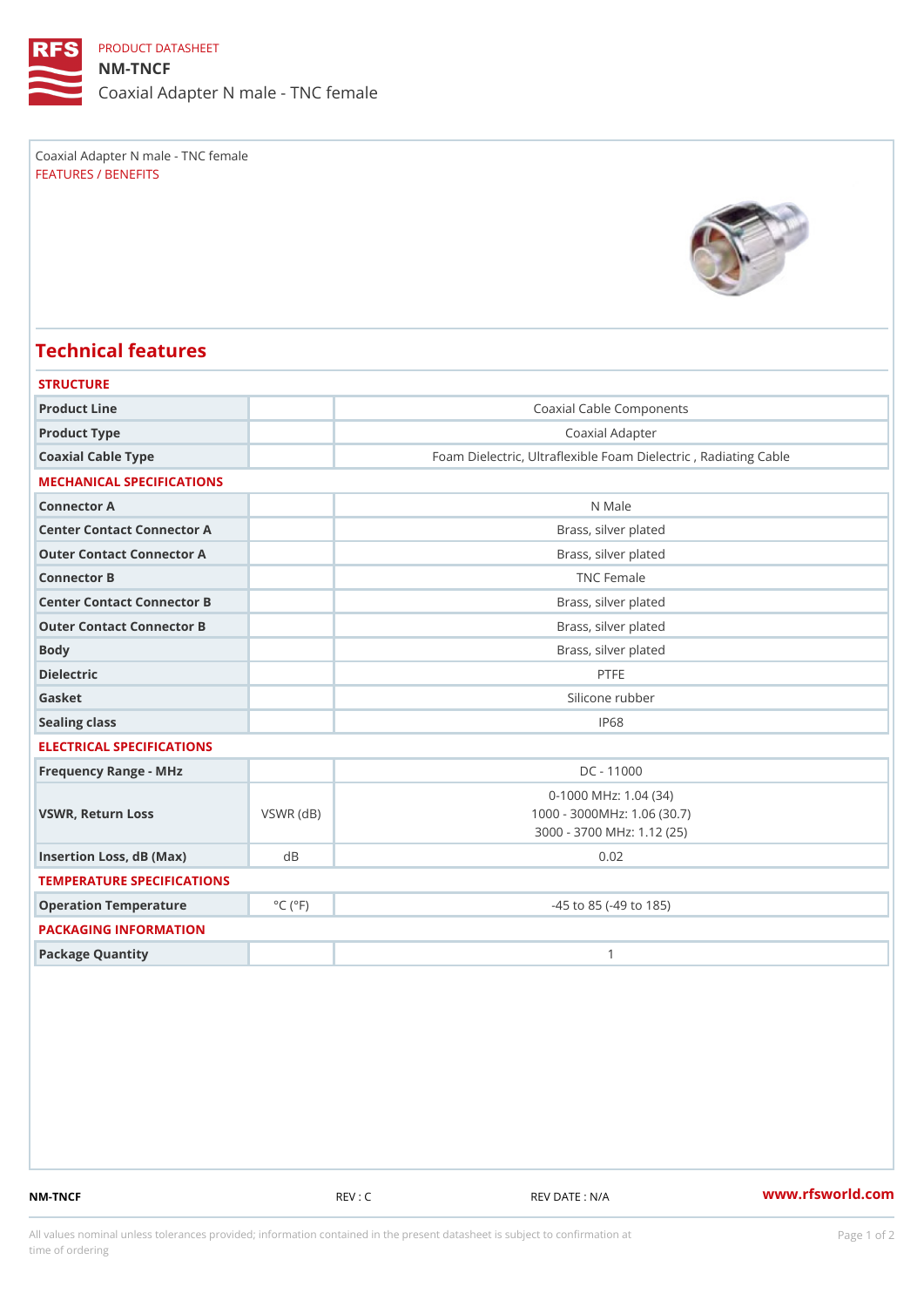PRODUCT DATASHEET

# NM-TNCF

Coaxial Adapter N male - TNC female

Coaxial Adapter N male - TNC female

FEATURES / BENEFITS

## Technical features

### STRUCTURE

| | | |
|---|---|---|
| Product Line | | Coaxial Cable Components |
| Product Type | | Coaxial Adapter |
| Coaxial Cable Type | | Foam Dielectric, Ultraflexible Foam Dielectric , Radiating Cable |

### MECHANICAL SPECIFICATIONS

| | | |
|---|---|---|
| Connector A | | N Male |
| Center Contact Connector A | | Brass, silver plated |
| Outer Contact Connector A | | Brass, silver plated |
| Connector B | | TNC Female |
| Center Contact Connector B | | Brass, silver plated |
| Outer Contact Connector B | | Brass, silver plated |
| Body | | Brass, silver plated |
| Dielectric | | PTFE |
| Gasket | | Silicone rubber |
| Sealing class | | IP68 |

### ELECTRICAL SPECIFICATIONS

| | | |
|---|---|---|
| Frequency Range - MHz | | DC - 11000 |
| VSWR, Return Loss | VSWR (dB) | 0-1000 MHz: 1.04 (34)<br>1000 - 3000MHz: 1.06 (30.7)<br>3000 - 3700 MHz: 1.12 (25) |
| Insertion Loss, dB (Max) | dB | 0.02 |

### TEMPERATURE SPECIFICATIONS

| | | |
|---|---|---|
| Operation Temperature | °C (°F) | -45 to 85 (-49 to 185) |

### PACKAGING INFORMATION

| | | |
|---|---|---|
| Package Quantity | | 1 |

NM-TNCF REV : C REV DATE : N/A www.rfsworld.com

All values nominal unless tolerances provided; information contained in the present datasheet is subject to confirmation at time of ordering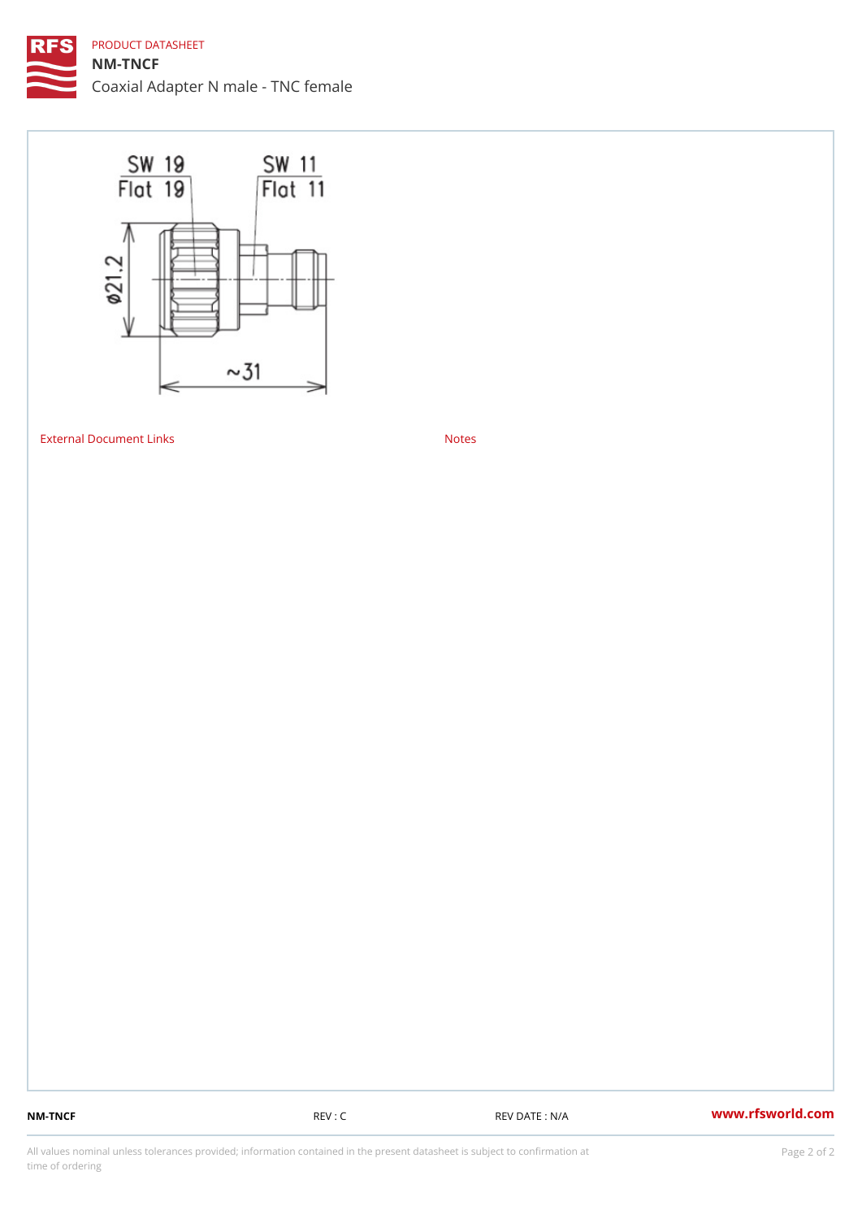PRODUCT DATASHEET

# NM-TNCF

Coaxial Adapter N male - TNC female

SW 19
Flat 19
SW 11
Flat 11
ø21.2
~31

External Document Links

Notes

NM-TNCF | REV : C | REV DATE : N/A | www.rfsworld.com

All values nominal unless tolerances provided; information contained in the present datasheet is subject to confirmation at time of ordering